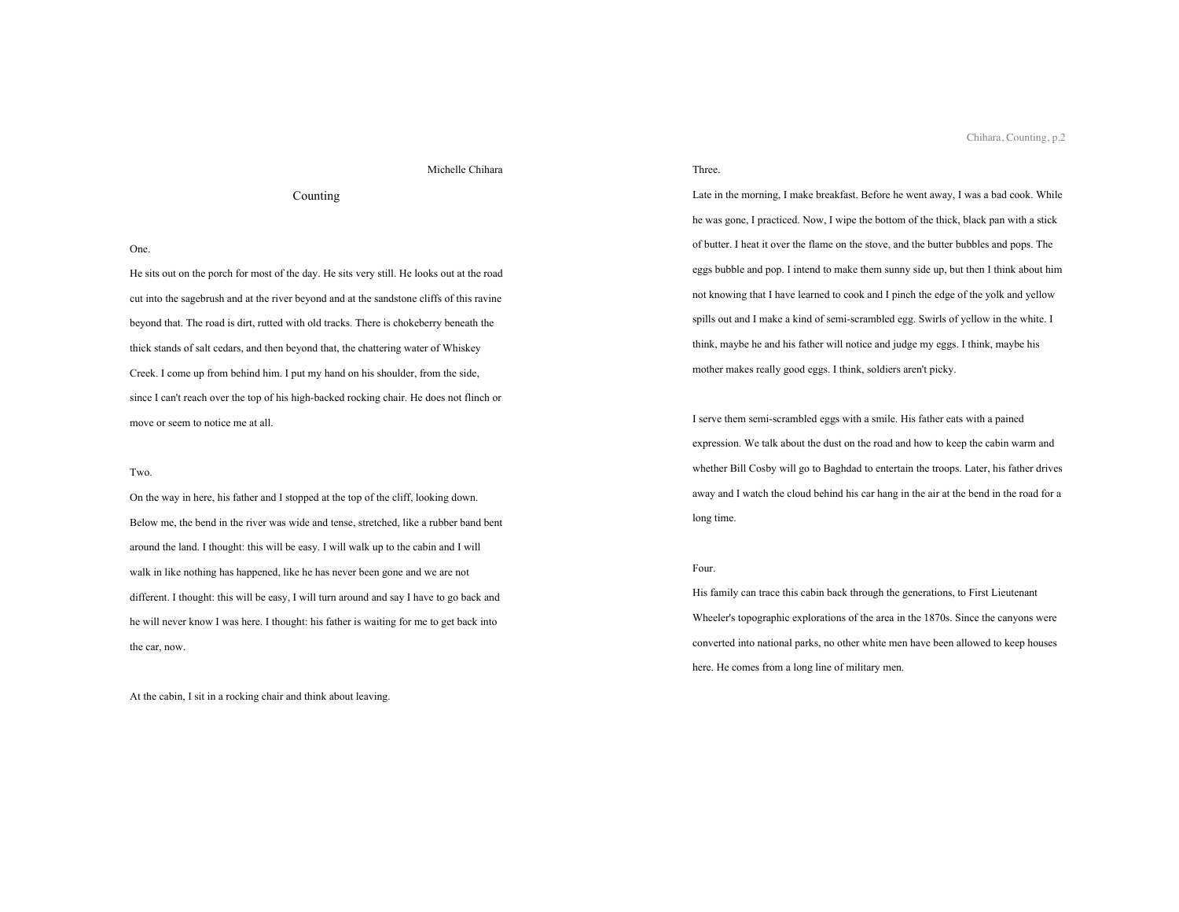Michelle Chihara

# Counting

One.

He sits out on the porch for most of the day. He sits very still. He looks out at the road cut into the sagebrush and at the river beyond and at the sandstone cliffs of this ravine beyond that. The road is dirt, rutted with old tracks. There is chokeberry beneath the thick stands of salt cedars, and then beyond that, the chattering water of Whiskey Creek. I come up from behind him. I put my hand on his shoulder, from the side, since I can't reach over the top of his high-backed rocking chair. He does not flinch or move or seem to notice me at all.

Two.

On the way in here, his father and I stopped at the top of the cliff, looking down. Below me, the bend in the river was wide and tense, stretched, like a rubber band bent around the land. I thought: this will be easy. I will walk up to the cabin and I will walk in like nothing has happened, like he has never been gone and we are not different. I thought: this will be easy, I will turn around and say I have to go back and he will never know I was here. I thought: his father is waiting for me to get back into the car, now.

At the cabin, I sit in a rocking chair and think about leaving.

Three.

Late in the morning, I make breakfast. Before he went away, I was a bad cook. While he was gone, I practiced. Now, I wipe the bottom of the thick, black pan with a stick of butter. I heat it over the flame on the stove, and the butter bubbles and pops. The eggs bubble and pop. I intend to make them sunny side up, but then I think about him not knowing that I have learned to cook and I pinch the edge of the yolk and yellow spills out and I make a kind of semi-scrambled egg. Swirls of yellow in the white. I think, maybe he and his father will notice and judge my eggs. I think, maybe his mother makes really good eggs. I think, soldiers aren't picky.

I serve them semi-scrambled eggs with a smile. His father eats with a pained expression. We talk about the dust on the road and how to keep the cabin warm and whether Bill Cosby will go to Baghdad to entertain the troops. Later, his father drives away and I watch the cloud behind his car hang in the air at the bend in the road for a long time.

Four.

His family can trace this cabin back through the generations, to First Lieutenant Wheeler's topographic explorations of the area in the 1870s. Since the canyons were converted into national parks, no other white men have been allowed to keep houses here. He comes from a long line of military men.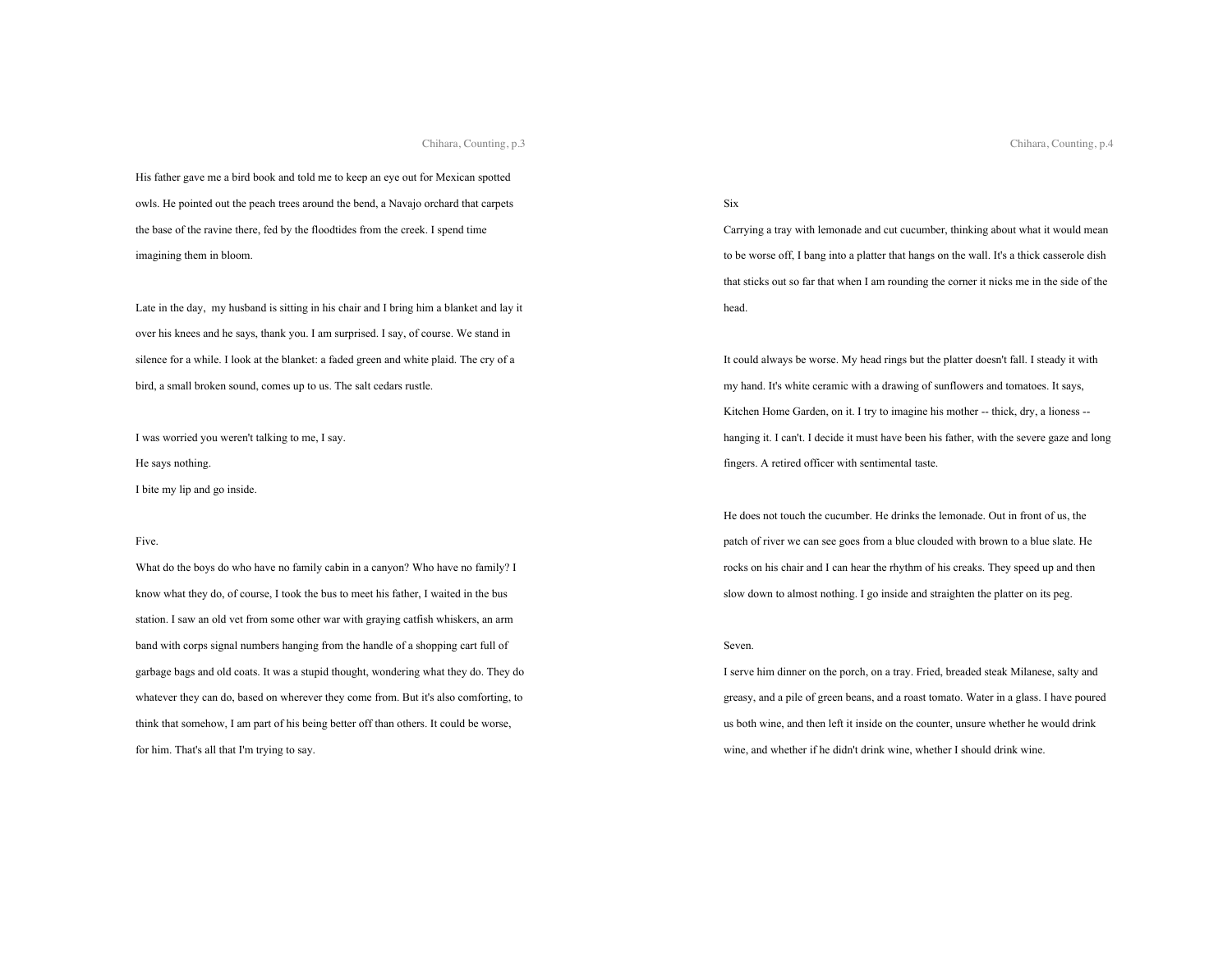His father gave me a bird book and told me to keep an eye out for Mexican spotted owls. He pointed out the peach trees around the bend, a Navajo orchard that carpets the base of the ravine there, fed by the floodtides from the creek. I spend time imagining them in bloom.

Late in the day, my husband is sitting in his chair and I bring him a blanket and lay it over his knees and he says, thank you. I am surprised. I say, of course. We stand in silence for a while. I look at the blanket: a faded green and white plaid. The cry of a bird, a small broken sound, comes up to us. The salt cedars rustle.

I was worried you weren't talking to me, I say.
He says nothing.
I bite my lip and go inside.

Five.
What do the boys do who have no family cabin in a canyon? Who have no family? I know what they do, of course, I took the bus to meet his father, I waited in the bus station. I saw an old vet from some other war with graying catfish whiskers, an arm band with corps signal numbers hanging from the handle of a shopping cart full of garbage bags and old coats. It was a stupid thought, wondering what they do. They do whatever they can do, based on wherever they come from. But it's also comforting, to think that somehow, I am part of his being better off than others. It could be worse, for him. That's all that I'm trying to say.

Six
Carrying a tray with lemonade and cut cucumber, thinking about what it would mean to be worse off, I bang into a platter that hangs on the wall. It's a thick casserole dish that sticks out so far that when I am rounding the corner it nicks me in the side of the head.

It could always be worse. My head rings but the platter doesn't fall. I steady it with my hand. It's white ceramic with a drawing of sunflowers and tomatoes. It says, Kitchen Home Garden, on it. I try to imagine his mother -- thick, dry, a lioness -- hanging it. I can't. I decide it must have been his father, with the severe gaze and long fingers. A retired officer with sentimental taste.

He does not touch the cucumber. He drinks the lemonade. Out in front of us, the patch of river we can see goes from a blue clouded with brown to a blue slate. He rocks on his chair and I can hear the rhythm of his creaks. They speed up and then slow down to almost nothing. I go inside and straighten the platter on its peg.

Seven.
I serve him dinner on the porch, on a tray. Fried, breaded steak Milanese, salty and greasy, and a pile of green beans, and a roast tomato. Water in a glass. I have poured us both wine, and then left it inside on the counter, unsure whether he would drink wine, and whether if he didn't drink wine, whether I should drink wine.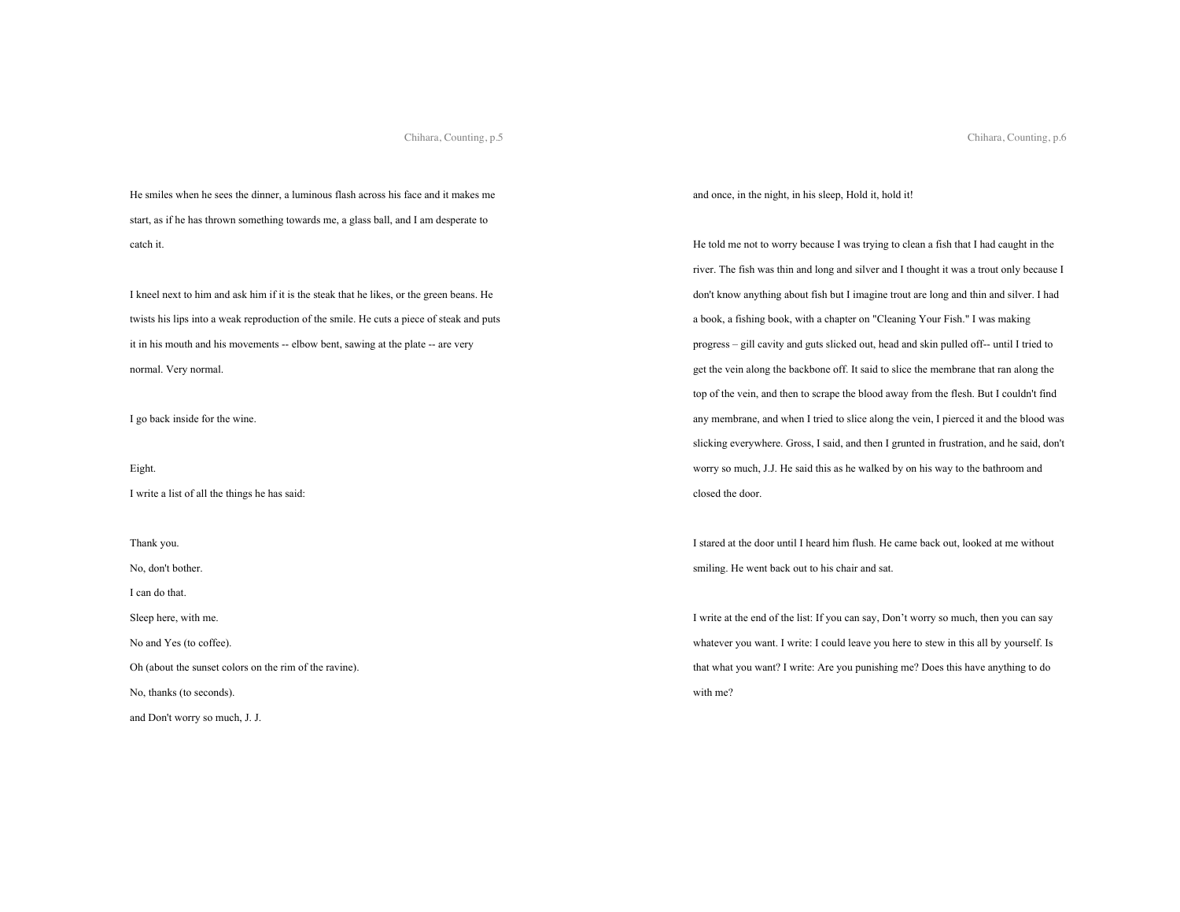He smiles when he sees the dinner, a luminous flash across his face and it makes me start, as if he has thrown something towards me, a glass ball, and I am desperate to catch it.

I kneel next to him and ask him if it is the steak that he likes, or the green beans. He twists his lips into a weak reproduction of the smile. He cuts a piece of steak and puts it in his mouth and his movements -- elbow bent, sawing at the plate -- are very normal. Very normal.

I go back inside for the wine.

Eight.

I write a list of all the things he has said:

Thank you.

No, don't bother.

I can do that.

Sleep here, with me.

No and Yes (to coffee).

Oh (about the sunset colors on the rim of the ravine).

No, thanks (to seconds).

and Don't worry so much, J. J.

and once, in the night, in his sleep, Hold it, hold it!

He told me not to worry because I was trying to clean a fish that I had caught in the river. The fish was thin and long and silver and I thought it was a trout only because I don't know anything about fish but I imagine trout are long and thin and silver. I had a book, a fishing book, with a chapter on "Cleaning Your Fish." I was making progress – gill cavity and guts slicked out, head and skin pulled off-- until I tried to get the vein along the backbone off. It said to slice the membrane that ran along the top of the vein, and then to scrape the blood away from the flesh. But I couldn't find any membrane, and when I tried to slice along the vein, I pierced it and the blood was slicking everywhere. Gross, I said, and then I grunted in frustration, and he said, don't worry so much, J.J. He said this as he walked by on his way to the bathroom and closed the door.

I stared at the door until I heard him flush. He came back out, looked at me without smiling. He went back out to his chair and sat.

I write at the end of the list: If you can say, Don't worry so much, then you can say whatever you want. I write: I could leave you here to stew in this all by yourself. Is that what you want? I write: Are you punishing me? Does this have anything to do with me?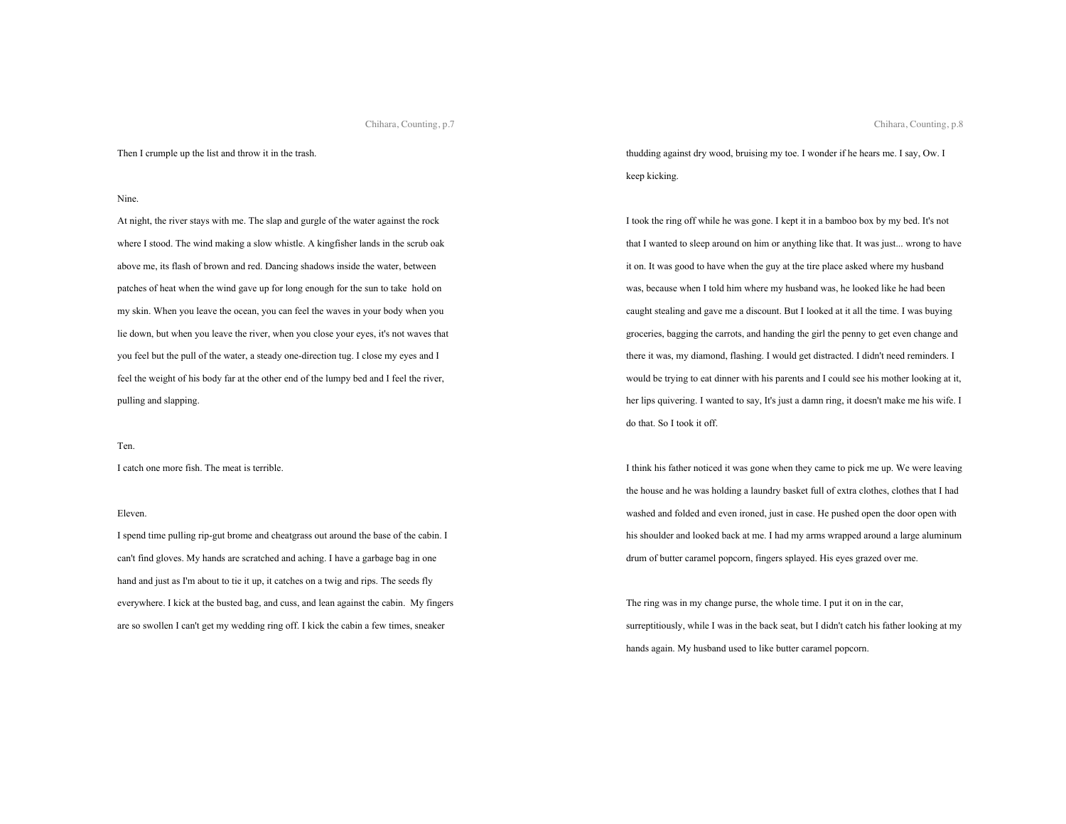Then I crumple up the list and throw it in the trash.

Nine.

At night, the river stays with me. The slap and gurgle of the water against the rock where I stood. The wind making a slow whistle. A kingfisher lands in the scrub oak above me, its flash of brown and red. Dancing shadows inside the water, between patches of heat when the wind gave up for long enough for the sun to take hold on my skin. When you leave the ocean, you can feel the waves in your body when you lie down, but when you leave the river, when you close your eyes, it's not waves that you feel but the pull of the water, a steady one-direction tug. I close my eyes and I feel the weight of his body far at the other end of the lumpy bed and I feel the river, pulling and slapping.

Ten.

I catch one more fish. The meat is terrible.

Eleven.

I spend time pulling rip-gut brome and cheatgrass out around the base of the cabin. I can't find gloves. My hands are scratched and aching. I have a garbage bag in one hand and just as I'm about to tie it up, it catches on a twig and rips. The seeds fly everywhere. I kick at the busted bag, and cuss, and lean against the cabin. My fingers are so swollen I can't get my wedding ring off. I kick the cabin a few times, sneaker thudding against dry wood, bruising my toe. I wonder if he hears me. I say, Ow. I keep kicking.

I took the ring off while he was gone. I kept it in a bamboo box by my bed. It's not that I wanted to sleep around on him or anything like that. It was just... wrong to have it on. It was good to have when the guy at the tire place asked where my husband was, because when I told him where my husband was, he looked like he had been caught stealing and gave me a discount. But I looked at it all the time. I was buying groceries, bagging the carrots, and handing the girl the penny to get even change and there it was, my diamond, flashing. I would get distracted. I didn't need reminders. I would be trying to eat dinner with his parents and I could see his mother looking at it, her lips quivering. I wanted to say, It's just a damn ring, it doesn't make me his wife. I do that. So I took it off.

I think his father noticed it was gone when they came to pick me up. We were leaving the house and he was holding a laundry basket full of extra clothes, clothes that I had washed and folded and even ironed, just in case. He pushed open the door open with his shoulder and looked back at me. I had my arms wrapped around a large aluminum drum of butter caramel popcorn, fingers splayed. His eyes grazed over me.

The ring was in my change purse, the whole time. I put it on in the car, surreptitiously, while I was in the back seat, but I didn't catch his father looking at my hands again. My husband used to like butter caramel popcorn.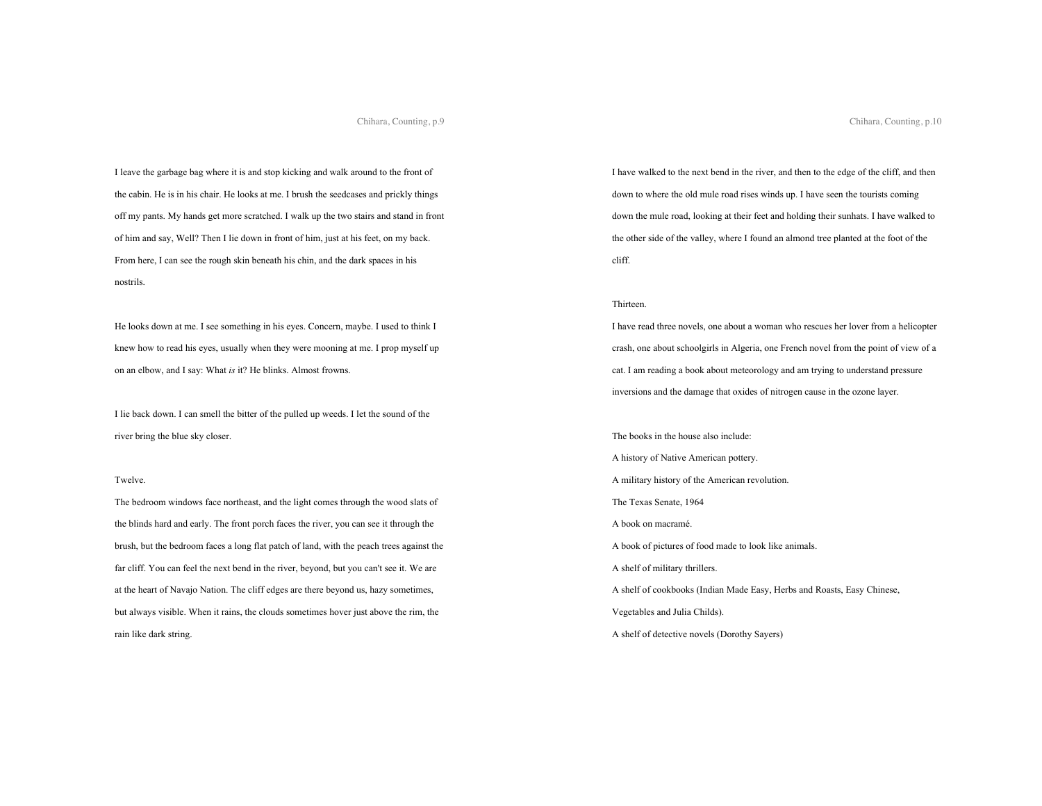I leave the garbage bag where it is and stop kicking and walk around to the front of the cabin. He is in his chair. He looks at me. I brush the seedcases and prickly things off my pants. My hands get more scratched. I walk up the two stairs and stand in front of him and say, Well? Then I lie down in front of him, just at his feet, on my back. From here, I can see the rough skin beneath his chin, and the dark spaces in his nostrils.

He looks down at me. I see something in his eyes. Concern, maybe. I used to think I knew how to read his eyes, usually when they were mooning at me. I prop myself up on an elbow, and I say: What *is* it? He blinks. Almost frowns.

I lie back down. I can smell the bitter of the pulled up weeds. I let the sound of the river bring the blue sky closer.

Twelve.

The bedroom windows face northeast, and the light comes through the wood slats of the blinds hard and early. The front porch faces the river, you can see it through the brush, but the bedroom faces a long flat patch of land, with the peach trees against the far cliff. You can feel the next bend in the river, beyond, but you can't see it. We are at the heart of Navajo Nation. The cliff edges are there beyond us, hazy sometimes, but always visible. When it rains, the clouds sometimes hover just above the rim, the rain like dark string.

I have walked to the next bend in the river, and then to the edge of the cliff, and then down to where the old mule road rises winds up. I have seen the tourists coming down the mule road, looking at their feet and holding their sunhats. I have walked to the other side of the valley, where I found an almond tree planted at the foot of the cliff.

Thirteen.

I have read three novels, one about a woman who rescues her lover from a helicopter crash, one about schoolgirls in Algeria, one French novel from the point of view of a cat. I am reading a book about meteorology and am trying to understand pressure inversions and the damage that oxides of nitrogen cause in the ozone layer.

The books in the house also include:

A history of Native American pottery.

A military history of the American revolution.

The Texas Senate, 1964

A book on macramé.

A book of pictures of food made to look like animals.

A shelf of military thrillers.

A shelf of cookbooks (Indian Made Easy, Herbs and Roasts, Easy Chinese, Vegetables and Julia Childs).

A shelf of detective novels (Dorothy Sayers)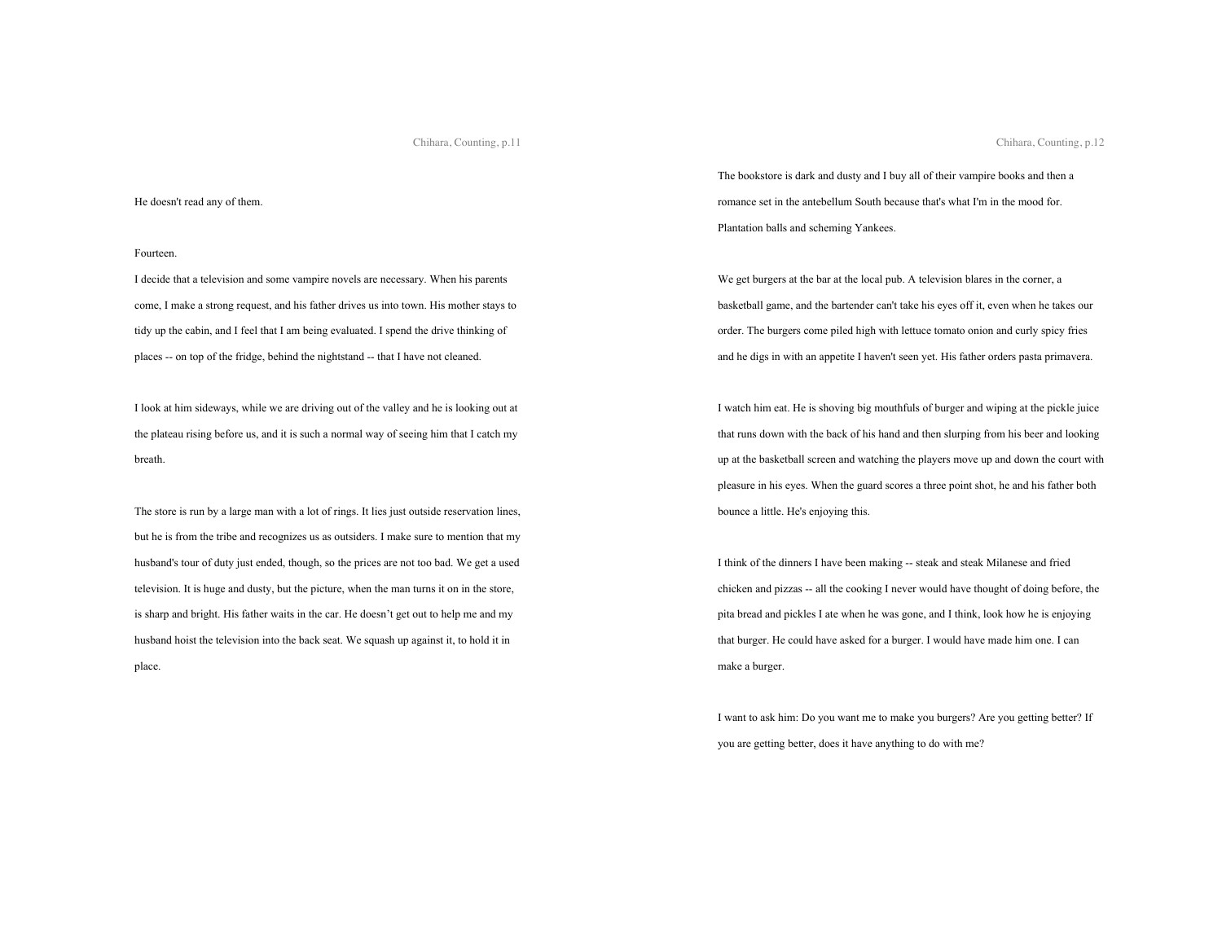He doesn't read any of them.

Fourteen.

I decide that a television and some vampire novels are necessary. When his parents come, I make a strong request, and his father drives us into town. His mother stays to tidy up the cabin, and I feel that I am being evaluated. I spend the drive thinking of places -- on top of the fridge, behind the nightstand -- that I have not cleaned.

I look at him sideways, while we are driving out of the valley and he is looking out at the plateau rising before us, and it is such a normal way of seeing him that I catch my breath.

The store is run by a large man with a lot of rings. It lies just outside reservation lines, but he is from the tribe and recognizes us as outsiders. I make sure to mention that my husband's tour of duty just ended, though, so the prices are not too bad. We get a used television. It is huge and dusty, but the picture, when the man turns it on in the store, is sharp and bright. His father waits in the car. He doesn't get out to help me and my husband hoist the television into the back seat. We squash up against it, to hold it in place.

The bookstore is dark and dusty and I buy all of their vampire books and then a romance set in the antebellum South because that's what I'm in the mood for. Plantation balls and scheming Yankees.

We get burgers at the bar at the local pub. A television blares in the corner, a basketball game, and the bartender can't take his eyes off it, even when he takes our order. The burgers come piled high with lettuce tomato onion and curly spicy fries and he digs in with an appetite I haven't seen yet. His father orders pasta primavera.

I watch him eat. He is shoving big mouthfuls of burger and wiping at the pickle juice that runs down with the back of his hand and then slurping from his beer and looking up at the basketball screen and watching the players move up and down the court with pleasure in his eyes. When the guard scores a three point shot, he and his father both bounce a little. He's enjoying this.

I think of the dinners I have been making -- steak and steak Milanese and fried chicken and pizzas -- all the cooking I never would have thought of doing before, the pita bread and pickles I ate when he was gone, and I think, look how he is enjoying that burger. He could have asked for a burger. I would have made him one. I can make a burger.

I want to ask him: Do you want me to make you burgers? Are you getting better? If you are getting better, does it have anything to do with me?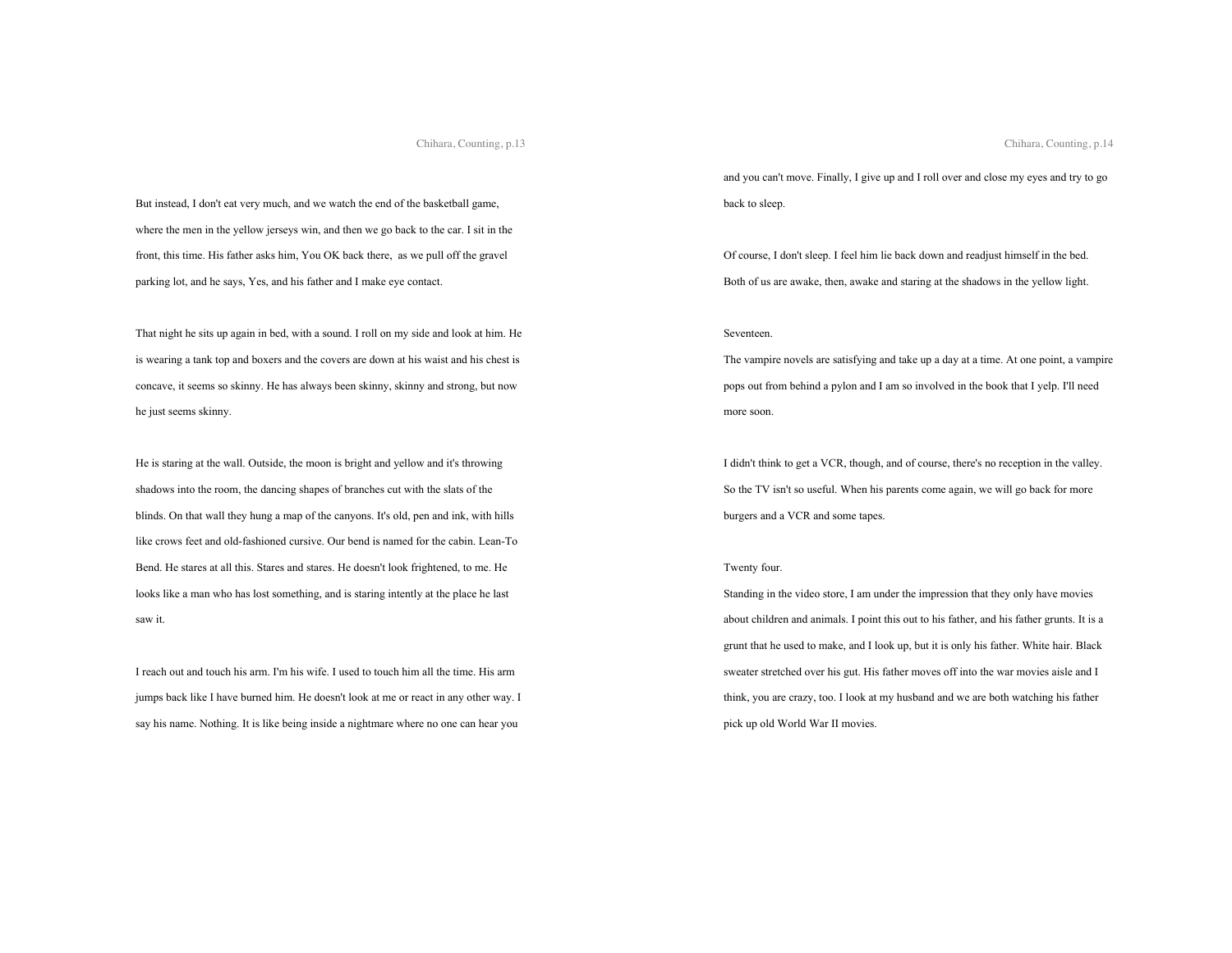But instead, I don't eat very much, and we watch the end of the basketball game, where the men in the yellow jerseys win, and then we go back to the car. I sit in the front, this time. His father asks him, You OK back there,  as we pull off the gravel parking lot, and he says, Yes, and his father and I make eye contact.

That night he sits up again in bed, with a sound. I roll on my side and look at him. He is wearing a tank top and boxers and the covers are down at his waist and his chest is concave, it seems so skinny. He has always been skinny, skinny and strong, but now he just seems skinny.

He is staring at the wall. Outside, the moon is bright and yellow and it's throwing shadows into the room, the dancing shapes of branches cut with the slats of the blinds. On that wall they hung a map of the canyons. It's old, pen and ink, with hills like crows feet and old-fashioned cursive. Our bend is named for the cabin. Lean-To Bend. He stares at all this. Stares and stares. He doesn't look frightened, to me. He looks like a man who has lost something, and is staring intently at the place he last saw it.

I reach out and touch his arm. I'm his wife. I used to touch him all the time. His arm jumps back like I have burned him. He doesn't look at me or react in any other way. I say his name. Nothing. It is like being inside a nightmare where no one can hear you and you can't move. Finally, I give up and I roll over and close my eyes and try to go back to sleep.

Of course, I don't sleep. I feel him lie back down and readjust himself in the bed. Both of us are awake, then, awake and staring at the shadows in the yellow light.

Seventeen.
The vampire novels are satisfying and take up a day at a time. At one point, a vampire pops out from behind a pylon and I am so involved in the book that I yelp. I'll need more soon.

I didn't think to get a VCR, though, and of course, there's no reception in the valley. So the TV isn't so useful. When his parents come again, we will go back for more burgers and a VCR and some tapes.

Twenty four.
Standing in the video store, I am under the impression that they only have movies about children and animals. I point this out to his father, and his father grunts. It is a grunt that he used to make, and I look up, but it is only his father. White hair. Black sweater stretched over his gut. His father moves off into the war movies aisle and I think, you are crazy, too. I look at my husband and we are both watching his father pick up old World War II movies.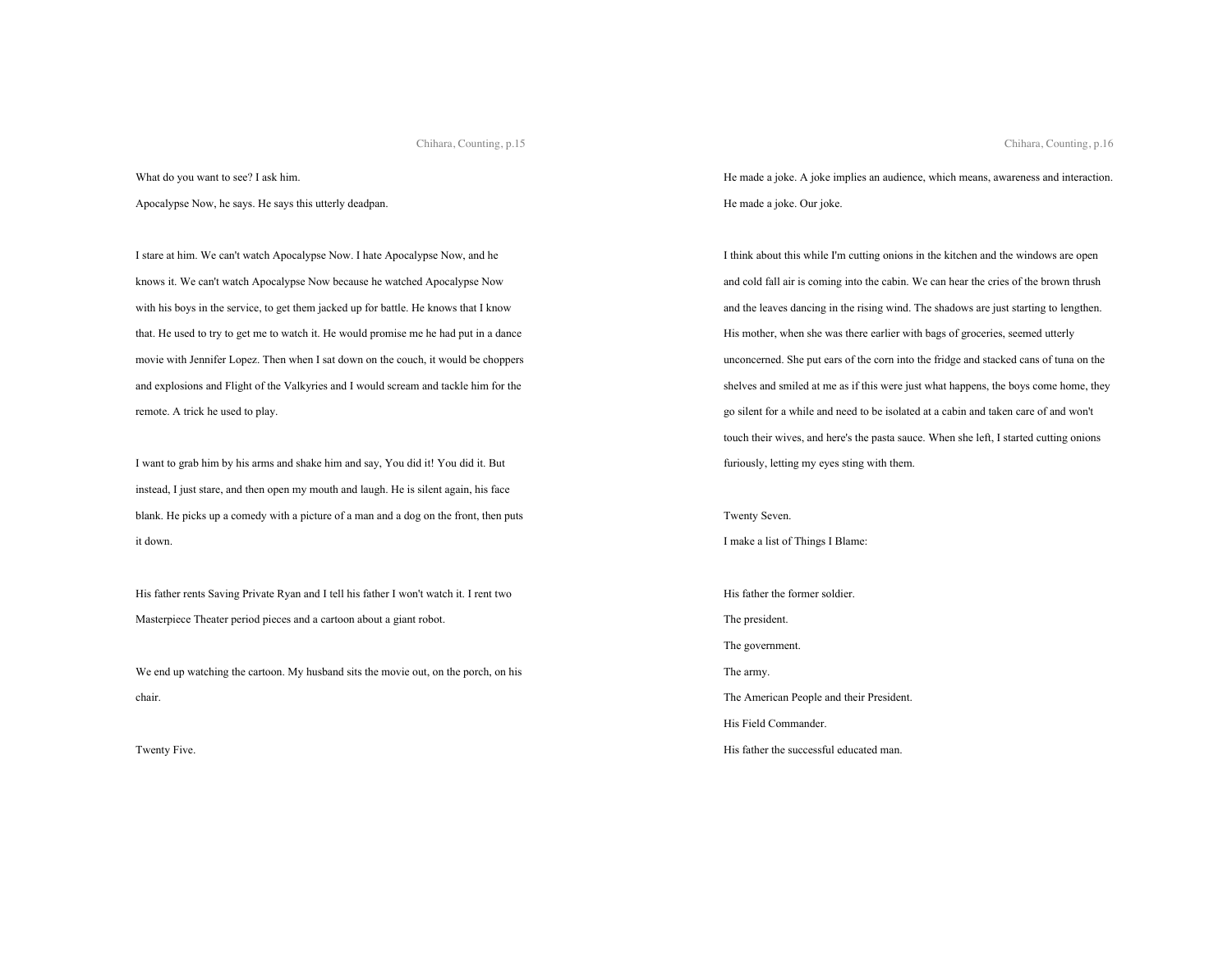What do you want to see? I ask him.

Apocalypse Now, he says. He says this utterly deadpan.

I stare at him. We can't watch Apocalypse Now. I hate Apocalypse Now, and he knows it. We can't watch Apocalypse Now because he watched Apocalypse Now with his boys in the service, to get them jacked up for battle. He knows that I know that. He used to try to get me to watch it. He would promise me he had put in a dance movie with Jennifer Lopez. Then when I sat down on the couch, it would be choppers and explosions and Flight of the Valkyries and I would scream and tackle him for the remote. A trick he used to play.

I want to grab him by his arms and shake him and say, You did it! You did it. But instead, I just stare, and then open my mouth and laugh. He is silent again, his face blank. He picks up a comedy with a picture of a man and a dog on the front, then puts it down.

His father rents Saving Private Ryan and I tell his father I won't watch it. I rent two Masterpiece Theater period pieces and a cartoon about a giant robot.

We end up watching the cartoon. My husband sits the movie out, on the porch, on his chair.

Twenty Five.

He made a joke. A joke implies an audience, which means, awareness and interaction. He made a joke. Our joke.

I think about this while I'm cutting onions in the kitchen and the windows are open and cold fall air is coming into the cabin. We can hear the cries of the brown thrush and the leaves dancing in the rising wind. The shadows are just starting to lengthen. His mother, when she was there earlier with bags of groceries, seemed utterly unconcerned. She put ears of the corn into the fridge and stacked cans of tuna on the shelves and smiled at me as if this were just what happens, the boys come home, they go silent for a while and need to be isolated at a cabin and taken care of and won't touch their wives, and here's the pasta sauce. When she left, I started cutting onions furiously, letting my eyes sting with them.

Twenty Seven.

I make a list of Things I Blame:

His father the former soldier.

The president.

The government.

The army.

The American People and their President.

His Field Commander.

His father the successful educated man.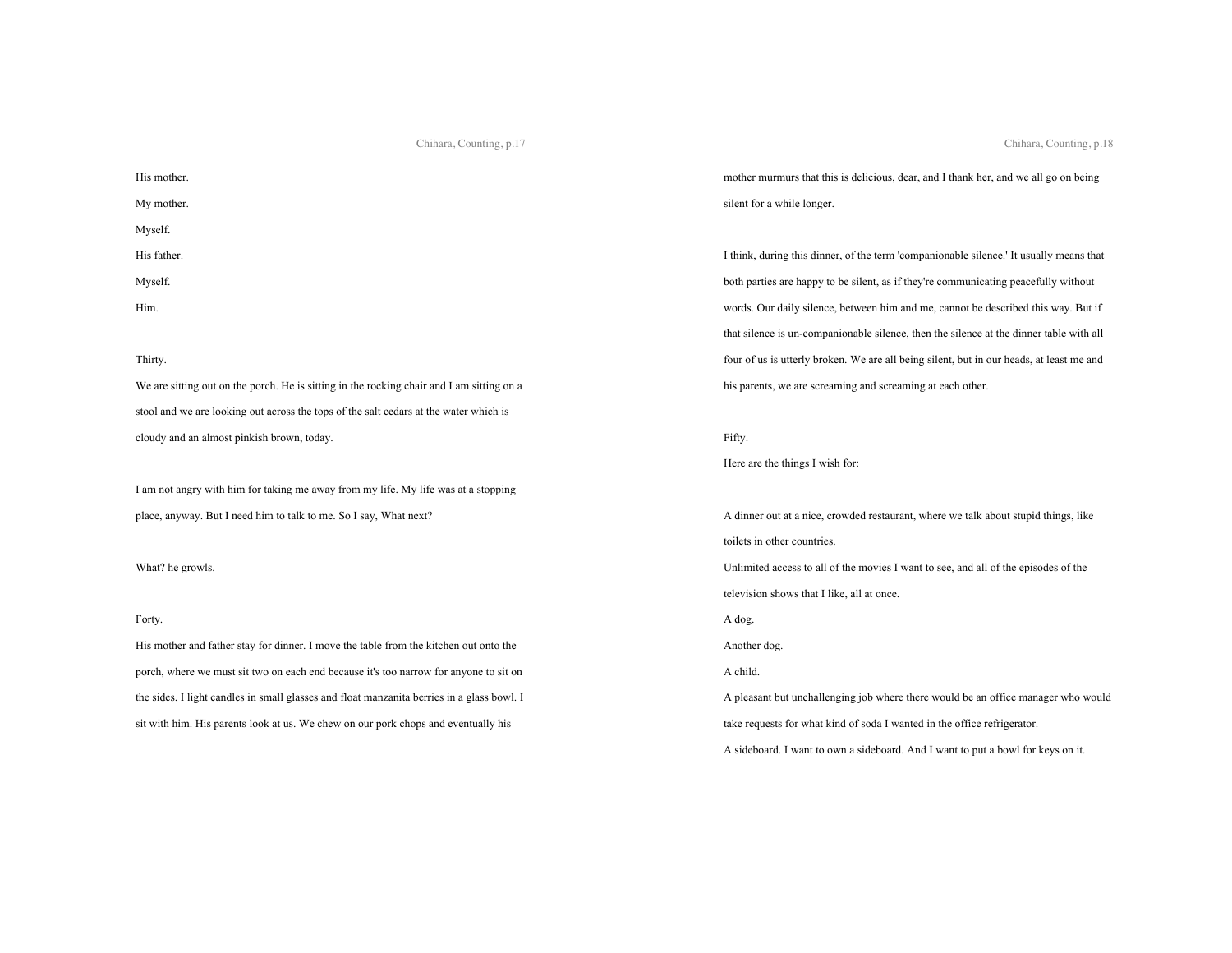His mother.

My mother.

Myself.

His father.

Myself.

Him.

Thirty.

We are sitting out on the porch. He is sitting in the rocking chair and I am sitting on a stool and we are looking out across the tops of the salt cedars at the water which is cloudy and an almost pinkish brown, today.

I am not angry with him for taking me away from my life. My life was at a stopping place, anyway. But I need him to talk to me. So I say, What next?

What? he growls.

Forty.

His mother and father stay for dinner. I move the table from the kitchen out onto the porch, where we must sit two on each end because it's too narrow for anyone to sit on the sides. I light candles in small glasses and float manzanita berries in a glass bowl. I sit with him. His parents look at us. We chew on our pork chops and eventually his mother murmurs that this is delicious, dear, and I thank her, and we all go on being silent for a while longer.

I think, during this dinner, of the term 'companionable silence.' It usually means that both parties are happy to be silent, as if they're communicating peacefully without words. Our daily silence, between him and me, cannot be described this way. But if that silence is un-companionable silence, then the silence at the dinner table with all four of us is utterly broken. We are all being silent, but in our heads, at least me and his parents, we are screaming and screaming at each other.

Fifty.

Here are the things I wish for:

A dinner out at a nice, crowded restaurant, where we talk about stupid things, like toilets in other countries.

Unlimited access to all of the movies I want to see, and all of the episodes of the television shows that I like, all at once.

A dog.

Another dog.

A child.

A pleasant but unchallenging job where there would be an office manager who would take requests for what kind of soda I wanted in the office refrigerator.

A sideboard. I want to own a sideboard. And I want to put a bowl for keys on it.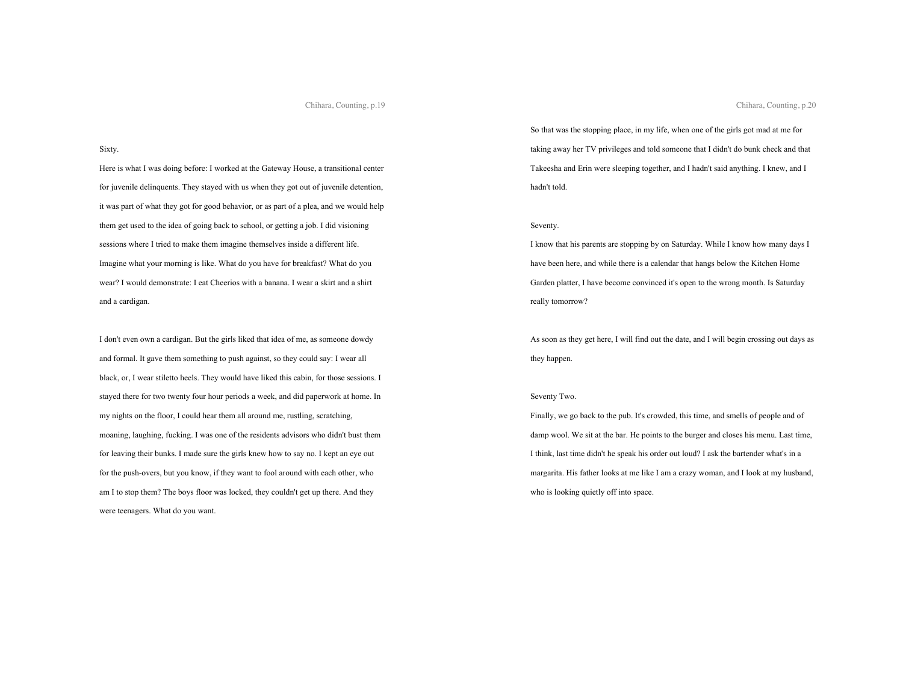Sixty.

Here is what I was doing before: I worked at the Gateway House, a transitional center for juvenile delinquents. They stayed with us when they got out of juvenile detention, it was part of what they got for good behavior, or as part of a plea, and we would help them get used to the idea of going back to school, or getting a job. I did visioning sessions where I tried to make them imagine themselves inside a different life. Imagine what your morning is like. What do you have for breakfast? What do you wear? I would demonstrate: I eat Cheerios with a banana. I wear a skirt and a shirt and a cardigan.

I don't even own a cardigan. But the girls liked that idea of me, as someone dowdy and formal. It gave them something to push against, so they could say: I wear all black, or, I wear stiletto heels. They would have liked this cabin, for those sessions. I stayed there for two twenty four hour periods a week, and did paperwork at home. In my nights on the floor, I could hear them all around me, rustling, scratching, moaning, laughing, fucking. I was one of the residents advisors who didn't bust them for leaving their bunks. I made sure the girls knew how to say no. I kept an eye out for the push-overs, but you know, if they want to fool around with each other, who am I to stop them? The boys floor was locked, they couldn't get up there. And they were teenagers. What do you want.

So that was the stopping place, in my life, when one of the girls got mad at me for taking away her TV privileges and told someone that I didn't do bunk check and that Takeesha and Erin were sleeping together, and I hadn't said anything. I knew, and I hadn't told.

Seventy.

I know that his parents are stopping by on Saturday. While I know how many days I have been here, and while there is a calendar that hangs below the Kitchen Home Garden platter, I have become convinced it's open to the wrong month. Is Saturday really tomorrow?

As soon as they get here, I will find out the date, and I will begin crossing out days as they happen.

Seventy Two.

Finally, we go back to the pub. It's crowded, this time, and smells of people and of damp wool. We sit at the bar. He points to the burger and closes his menu. Last time, I think, last time didn't he speak his order out loud? I ask the bartender what's in a margarita. His father looks at me like I am a crazy woman, and I look at my husband, who is looking quietly off into space.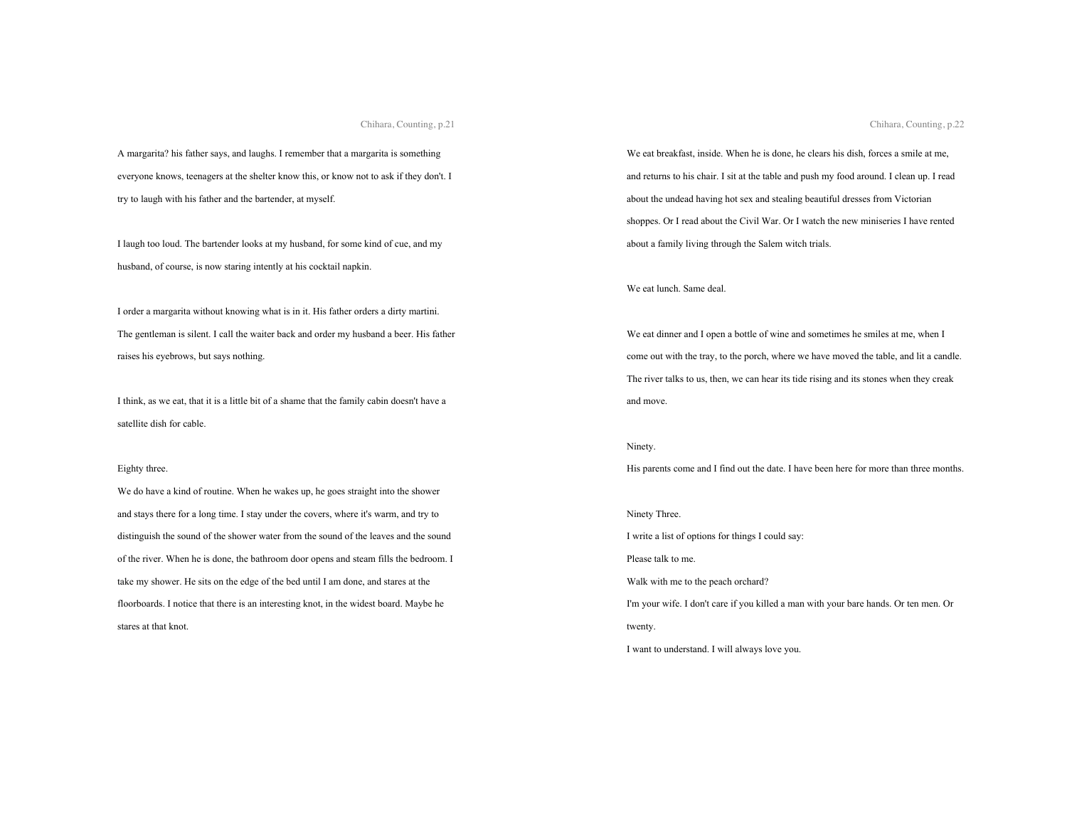A margarita? his father says, and laughs. I remember that a margarita is something everyone knows, teenagers at the shelter know this, or know not to ask if they don't. I try to laugh with his father and the bartender, at myself.

I laugh too loud. The bartender looks at my husband, for some kind of cue, and my husband, of course, is now staring intently at his cocktail napkin.

I order a margarita without knowing what is in it. His father orders a dirty martini. The gentleman is silent. I call the waiter back and order my husband a beer. His father raises his eyebrows, but says nothing.

I think, as we eat, that it is a little bit of a shame that the family cabin doesn't have a satellite dish for cable.

Eighty three.

We do have a kind of routine. When he wakes up, he goes straight into the shower and stays there for a long time. I stay under the covers, where it's warm, and try to distinguish the sound of the shower water from the sound of the leaves and the sound of the river. When he is done, the bathroom door opens and steam fills the bedroom. I take my shower. He sits on the edge of the bed until I am done, and stares at the floorboards. I notice that there is an interesting knot, in the widest board. Maybe he stares at that knot.

We eat breakfast, inside. When he is done, he clears his dish, forces a smile at me, and returns to his chair. I sit at the table and push my food around. I clean up. I read about the undead having hot sex and stealing beautiful dresses from Victorian shoppes. Or I read about the Civil War. Or I watch the new miniseries I have rented about a family living through the Salem witch trials.

We eat lunch. Same deal.

We eat dinner and I open a bottle of wine and sometimes he smiles at me, when I come out with the tray, to the porch, where we have moved the table, and lit a candle. The river talks to us, then, we can hear its tide rising and its stones when they creak and move.

Ninety.

His parents come and I find out the date. I have been here for more than three months.

Ninety Three.

I write a list of options for things I could say:

Please talk to me.

Walk with me to the peach orchard?

I'm your wife. I don't care if you killed a man with your bare hands. Or ten men. Or twenty.

I want to understand. I will always love you.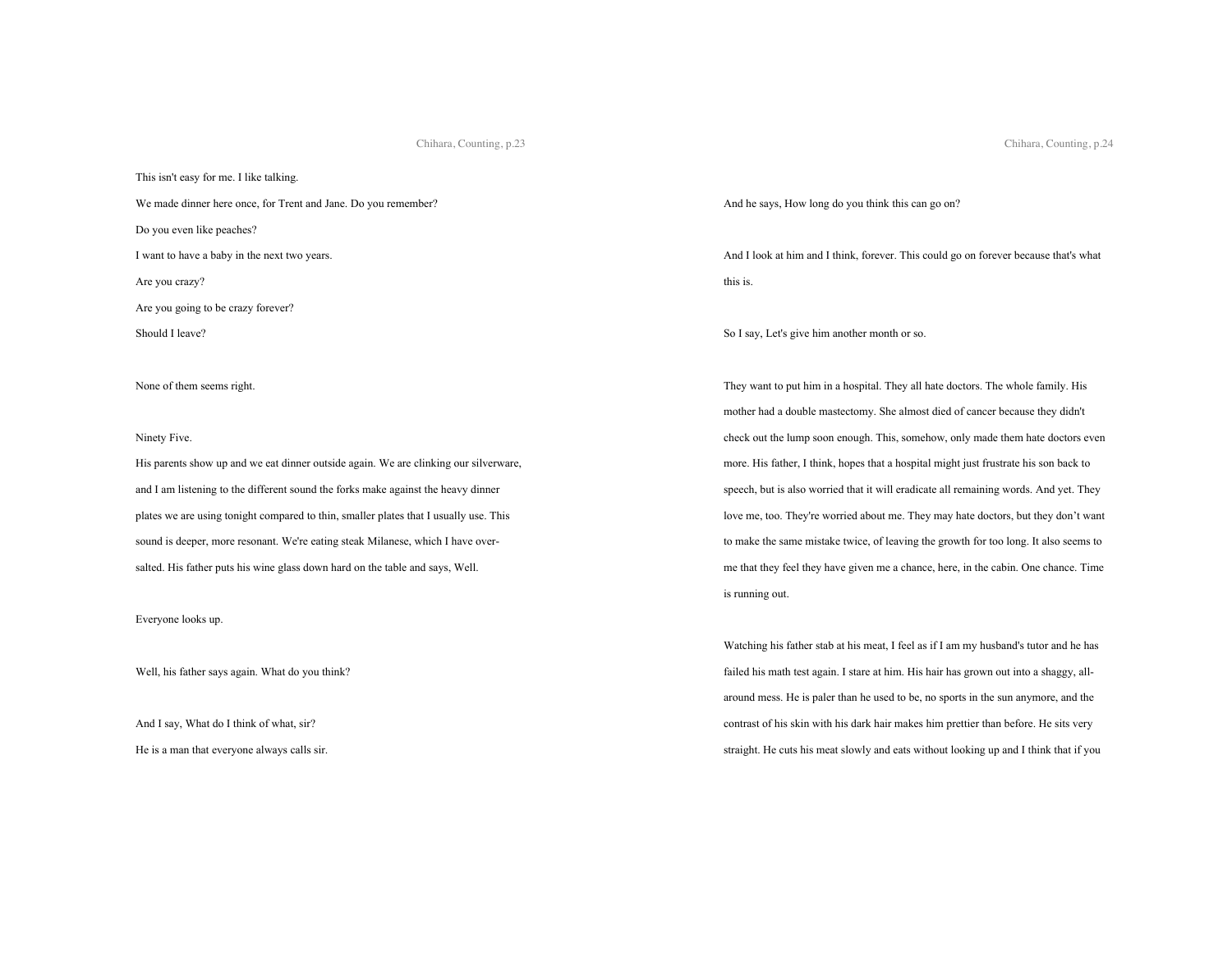This isn't easy for me. I like talking.

We made dinner here once, for Trent and Jane. Do you remember?

Do you even like peaches?

I want to have a baby in the next two years.

Are you crazy?

Are you going to be crazy forever?

Should I leave?

None of them seems right.

Ninety Five.

His parents show up and we eat dinner outside again. We are clinking our silverware, and I am listening to the different sound the forks make against the heavy dinner plates we are using tonight compared to thin, smaller plates that I usually use. This sound is deeper, more resonant. We're eating steak Milanese, which I have over-salted. His father puts his wine glass down hard on the table and says, Well.

Everyone looks up.

Well, his father says again. What do you think?

And I say, What do I think of what, sir?

He is a man that everyone always calls sir.

And he says, How long do you think this can go on?

And I look at him and I think, forever. This could go on forever because that's what this is.

So I say, Let's give him another month or so.

They want to put him in a hospital. They all hate doctors. The whole family. His mother had a double mastectomy. She almost died of cancer because they didn't check out the lump soon enough. This, somehow, only made them hate doctors even more. His father, I think, hopes that a hospital might just frustrate his son back to speech, but is also worried that it will eradicate all remaining words. And yet. They love me, too. They're worried about me. They may hate doctors, but they don't want to make the same mistake twice, of leaving the growth for too long. It also seems to me that they feel they have given me a chance, here, in the cabin. One chance. Time is running out.

Watching his father stab at his meat, I feel as if I am my husband's tutor and he has failed his math test again. I stare at him. His hair has grown out into a shaggy, all-around mess. He is paler than he used to be, no sports in the sun anymore, and the contrast of his skin with his dark hair makes him prettier than before. He sits very straight. He cuts his meat slowly and eats without looking up and I think that if you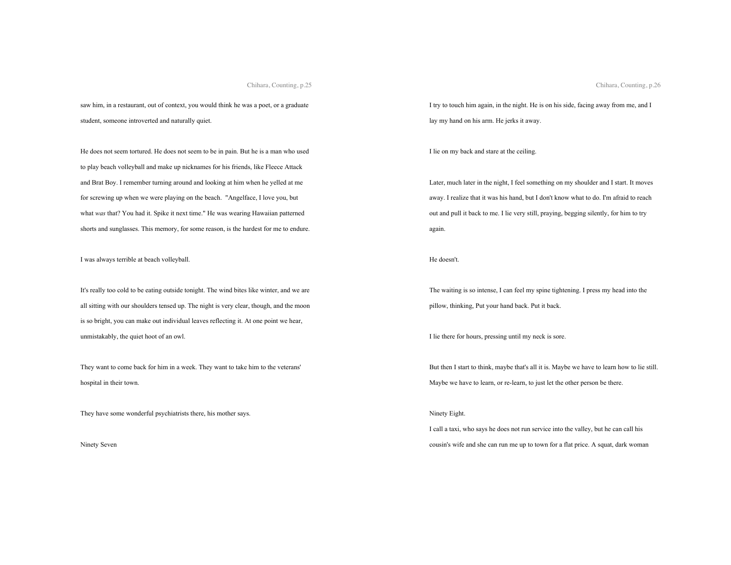saw him, in a restaurant, out of context, you would think he was a poet, or a graduate student, someone introverted and naturally quiet.

He does not seem tortured. He does not seem to be in pain. But he is a man who used to play beach volleyball and make up nicknames for his friends, like Fleece Attack and Brat Boy. I remember turning around and looking at him when he yelled at me for screwing up when we were playing on the beach. "Angelface, I love you, but what *was* that? You had it. Spike it next time." He was wearing Hawaiian patterned shorts and sunglasses. This memory, for some reason, is the hardest for me to endure.

I was always terrible at beach volleyball.

It's really too cold to be eating outside tonight. The wind bites like winter, and we are all sitting with our shoulders tensed up. The night is very clear, though, and the moon is so bright, you can make out individual leaves reflecting it. At one point we hear, unmistakably, the quiet hoot of an owl.

They want to come back for him in a week. They want to take him to the veterans' hospital in their town.

They have some wonderful psychiatrists there, his mother says.

Ninety Seven

I try to touch him again, in the night. He is on his side, facing away from me, and I lay my hand on his arm. He jerks it away.

I lie on my back and stare at the ceiling.

Later, much later in the night, I feel something on my shoulder and I start. It moves away. I realize that it was his hand, but I don't know what to do. I'm afraid to reach out and pull it back to me. I lie very still, praying, begging silently, for him to try again.

He doesn't.

The waiting is so intense, I can feel my spine tightening. I press my head into the pillow, thinking, Put your hand back. Put it back.

I lie there for hours, pressing until my neck is sore.

But then I start to think, maybe that's all it is. Maybe we have to learn how to lie still. Maybe we have to learn, or re-learn, to just let the other person be there.

Ninety Eight.

I call a taxi, who says he does not run service into the valley, but he can call his cousin's wife and she can run me up to town for a flat price. A squat, dark woman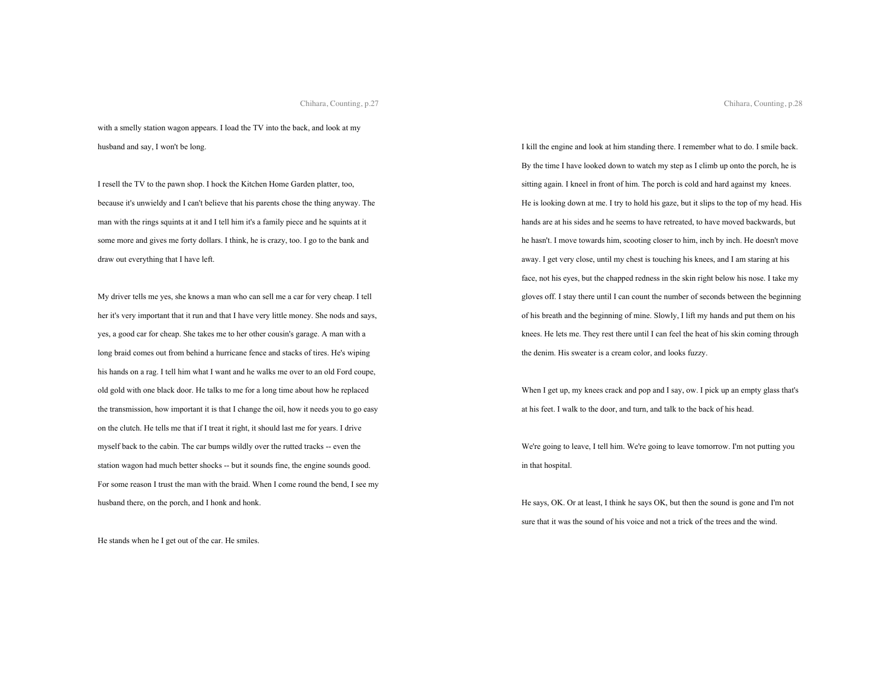with a smelly station wagon appears. I load the TV into the back, and look at my husband and say, I won't be long.

I resell the TV to the pawn shop. I hock the Kitchen Home Garden platter, too, because it's unwieldy and I can't believe that his parents chose the thing anyway. The man with the rings squints at it and I tell him it's a family piece and he squints at it some more and gives me forty dollars. I think, he is crazy, too. I go to the bank and draw out everything that I have left.

My driver tells me yes, she knows a man who can sell me a car for very cheap. I tell her it's very important that it run and that I have very little money. She nods and says, yes, a good car for cheap. She takes me to her other cousin's garage. A man with a long braid comes out from behind a hurricane fence and stacks of tires. He's wiping his hands on a rag. I tell him what I want and he walks me over to an old Ford coupe, old gold with one black door. He talks to me for a long time about how he replaced the transmission, how important it is that I change the oil, how it needs you to go easy on the clutch. He tells me that if I treat it right, it should last me for years. I drive myself back to the cabin. The car bumps wildly over the rutted tracks -- even the station wagon had much better shocks -- but it sounds fine, the engine sounds good. For some reason I trust the man with the braid. When I come round the bend, I see my husband there, on the porch, and I honk and honk.

He stands when he I get out of the car. He smiles.

I kill the engine and look at him standing there. I remember what to do. I smile back. By the time I have looked down to watch my step as I climb up onto the porch, he is sitting again. I kneel in front of him. The porch is cold and hard against my knees. He is looking down at me. I try to hold his gaze, but it slips to the top of my head. His hands are at his sides and he seems to have retreated, to have moved backwards, but he hasn't. I move towards him, scooting closer to him, inch by inch. He doesn't move away. I get very close, until my chest is touching his knees, and I am staring at his face, not his eyes, but the chapped redness in the skin right below his nose. I take my gloves off. I stay there until I can count the number of seconds between the beginning of his breath and the beginning of mine. Slowly, I lift my hands and put them on his knees. He lets me. They rest there until I can feel the heat of his skin coming through the denim. His sweater is a cream color, and looks fuzzy.

When I get up, my knees crack and pop and I say, ow. I pick up an empty glass that's at his feet. I walk to the door, and turn, and talk to the back of his head.

We're going to leave, I tell him. We're going to leave tomorrow. I'm not putting you in that hospital.

He says, OK. Or at least, I think he says OK, but then the sound is gone and I'm not sure that it was the sound of his voice and not a trick of the trees and the wind.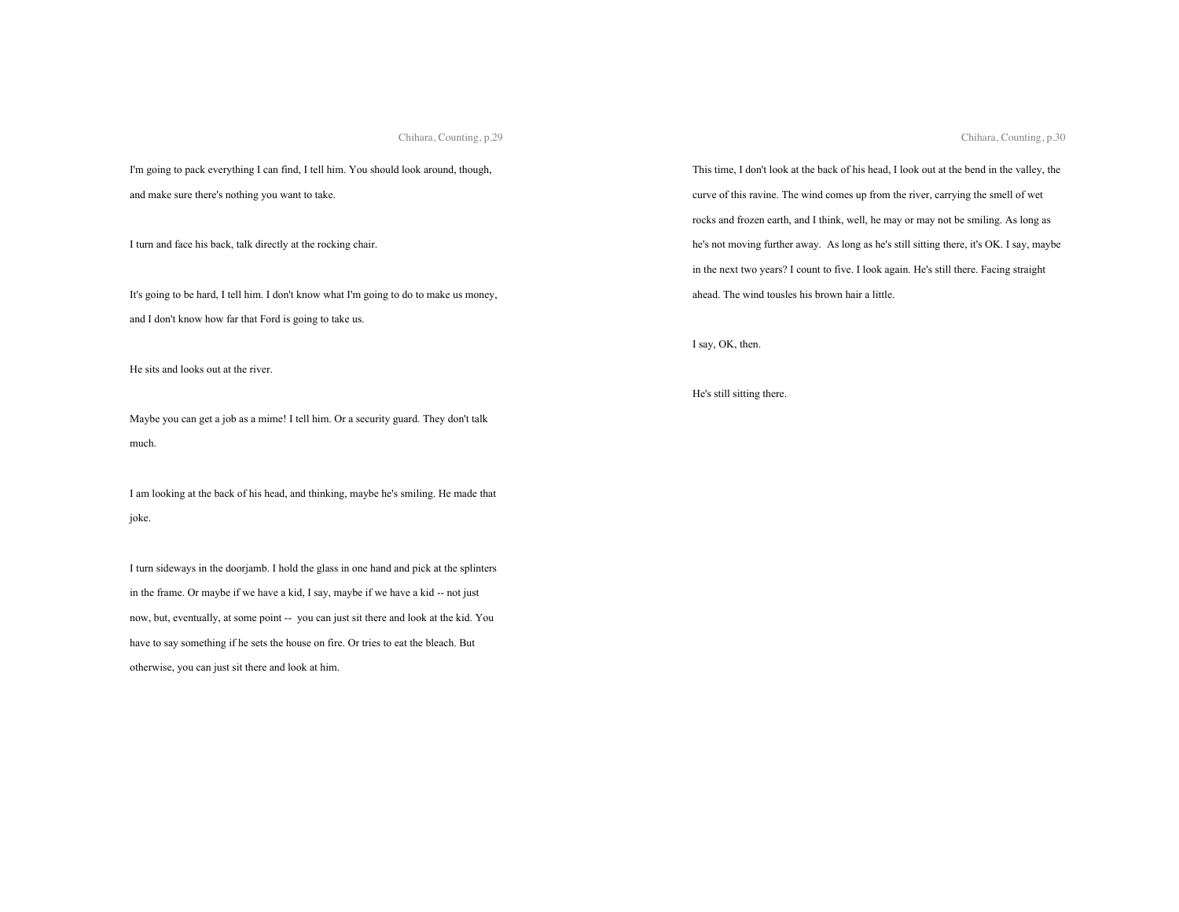I'm going to pack everything I can find, I tell him. You should look around, though, and make sure there's nothing you want to take.

I turn and face his back, talk directly at the rocking chair.

It's going to be hard, I tell him. I don't know what I'm going to do to make us money, and I don't know how far that Ford is going to take us.

He sits and looks out at the river.

Maybe you can get a job as a mime! I tell him. Or a security guard. They don't talk much.

I am looking at the back of his head, and thinking, maybe he's smiling. He made that joke.

I turn sideways in the doorjamb. I hold the glass in one hand and pick at the splinters in the frame. Or maybe if we have a kid, I say, maybe if we have a kid -- not just now, but, eventually, at some point -- you can just sit there and look at the kid. You have to say something if he sets the house on fire. Or tries to eat the bleach. But otherwise, you can just sit there and look at him.

This time, I don't look at the back of his head, I look out at the bend in the valley, the curve of this ravine. The wind comes up from the river, carrying the smell of wet rocks and frozen earth, and I think, well, he may or may not be smiling. As long as he's not moving further away. As long as he's still sitting there, it's OK. I say, maybe in the next two years? I count to five. I look again. He's still there. Facing straight ahead. The wind tousles his brown hair a little.

I say, OK, then.

He's still sitting there.